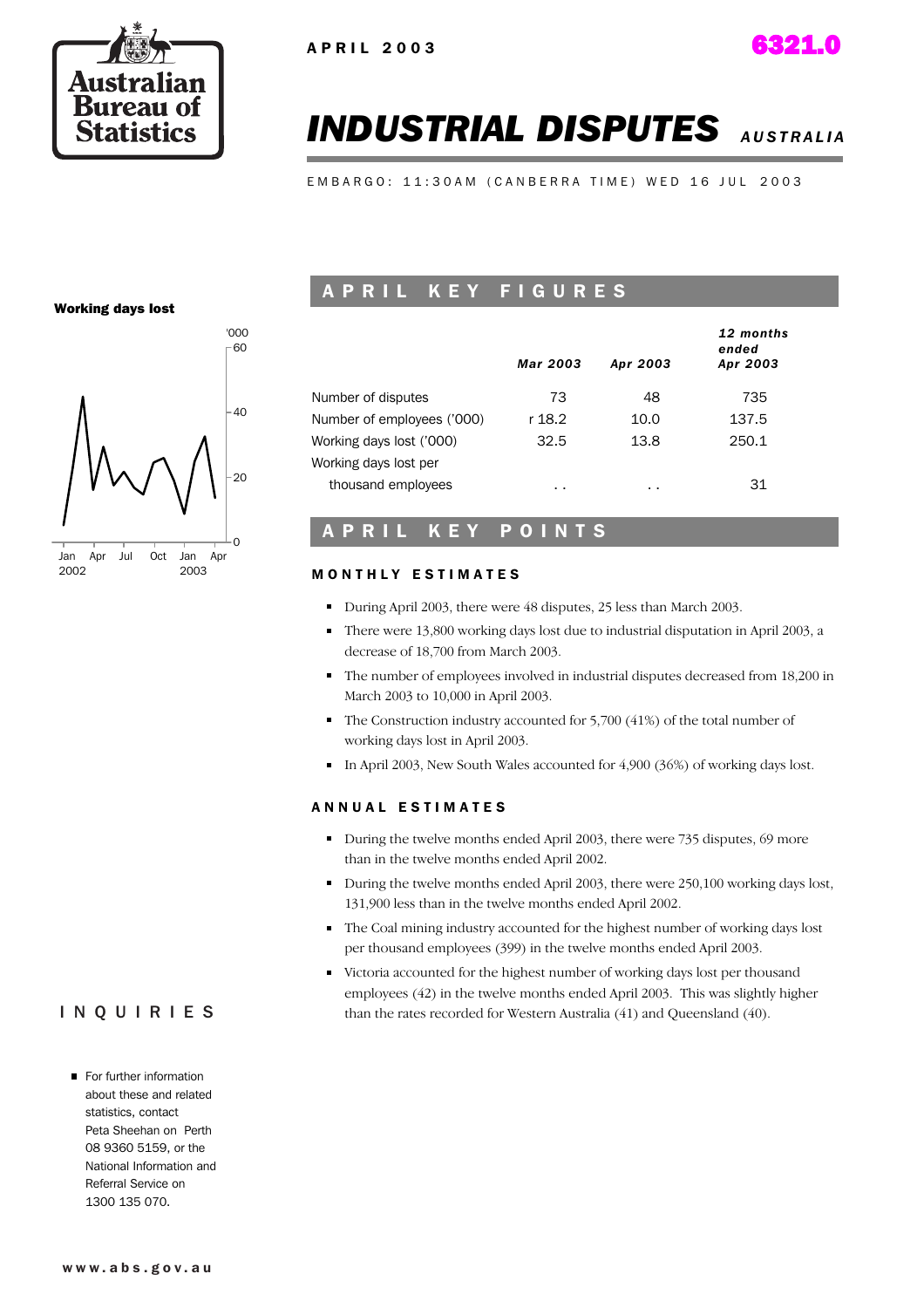APRIL 2003

6321.0

# INDUSTRIAL DISPUTES *AUSTRALIA*

EMBARGO: 11:30AM (CANBERRA TIME) WED 16 JUL 2003

**Working days lost**

## APRIL KEY FIGURES

| | *Mar 2003* | *Apr 2003* | *12 months ended Apr 2003* |
|---|---|---|---|
| Number of disputes | 73 | 48 | 735 |
| Number of employees ('000) | r 18.2 | 10.0 | 137.5 |
| Working days lost ('000) | 32.5 | 13.8 | 250.1 |
| Working days lost per thousand employees | . . | . . | 31 |

## APRIL KEY POINTS

### MONTHLY ESTIMATES

- During April 2003, there were 48 disputes, 25 less than March 2003.
- There were 13,800 working days lost due to industrial disputation in April 2003, a decrease of 18,700 from March 2003.
- The number of employees involved in industrial disputes decreased from 18,200 in March 2003 to 10,000 in April 2003.
- The Construction industry accounted for 5,700 (41%) of the total number of working days lost in April 2003.
- In April 2003, New South Wales accounted for 4,900 (36%) of working days lost.

### ANNUAL ESTIMATES

- During the twelve months ended April 2003, there were 735 disputes, 69 more than in the twelve months ended April 2002.
- During the twelve months ended April 2003, there were 250,100 working days lost, 131,900 less than in the twelve months ended April 2002.
- The Coal mining industry accounted for the highest number of working days lost per thousand employees (399) in the twelve months ended April 2003.
- Victoria accounted for the highest number of working days lost per thousand employees (42) in the twelve months ended April 2003. This was slightly higher than the rates recorded for Western Australia (41) and Queensland (40).

## INQUIRIES

- For further information about these and related statistics, contact Peta Sheehan on Perth 08 9360 5159, or the National Information and Referral Service on 1300 135 070.

www.abs.gov.au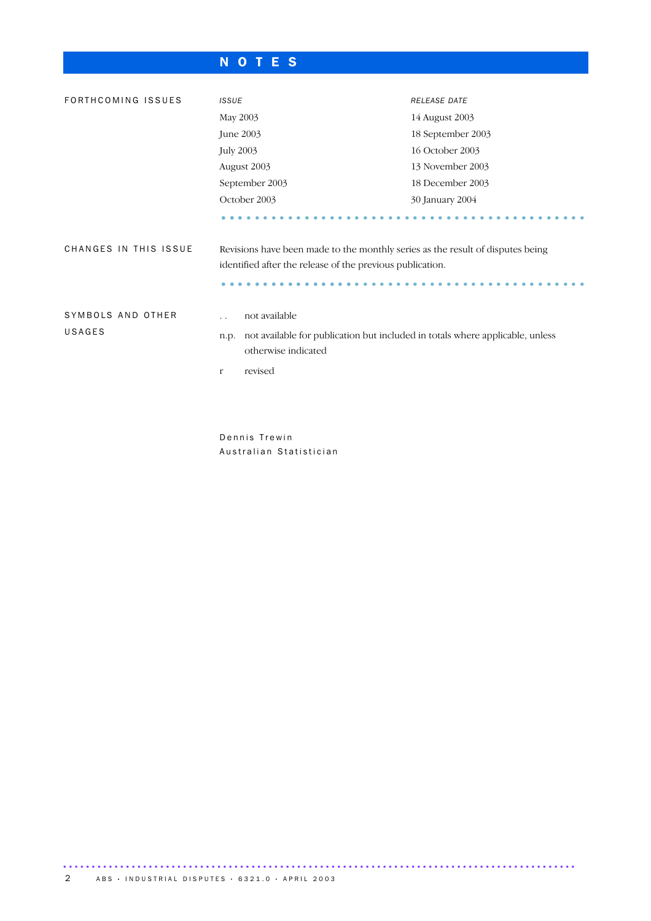# NOTES

## FORTHCOMING ISSUES

| *ISSUE* | *RELEASE DATE* |
| --- | --- |
| May 2003 | 14 August 2003 |
| June 2003 | 18 September 2003 |
| July 2003 | 16 October 2003 |
| August 2003 | 13 November 2003 |
| September 2003 | 18 December 2003 |
| October 2003 | 30 January 2004 |

## CHANGES IN THIS ISSUE

Revisions have been made to the monthly series as the result of disputes being identified after the release of the previous publication.

## SYMBOLS AND OTHER USAGES

.. not available

n.p. not available for publication but included in totals where applicable, unless otherwise indicated

r revised

Dennis Trewin
Australian Statistician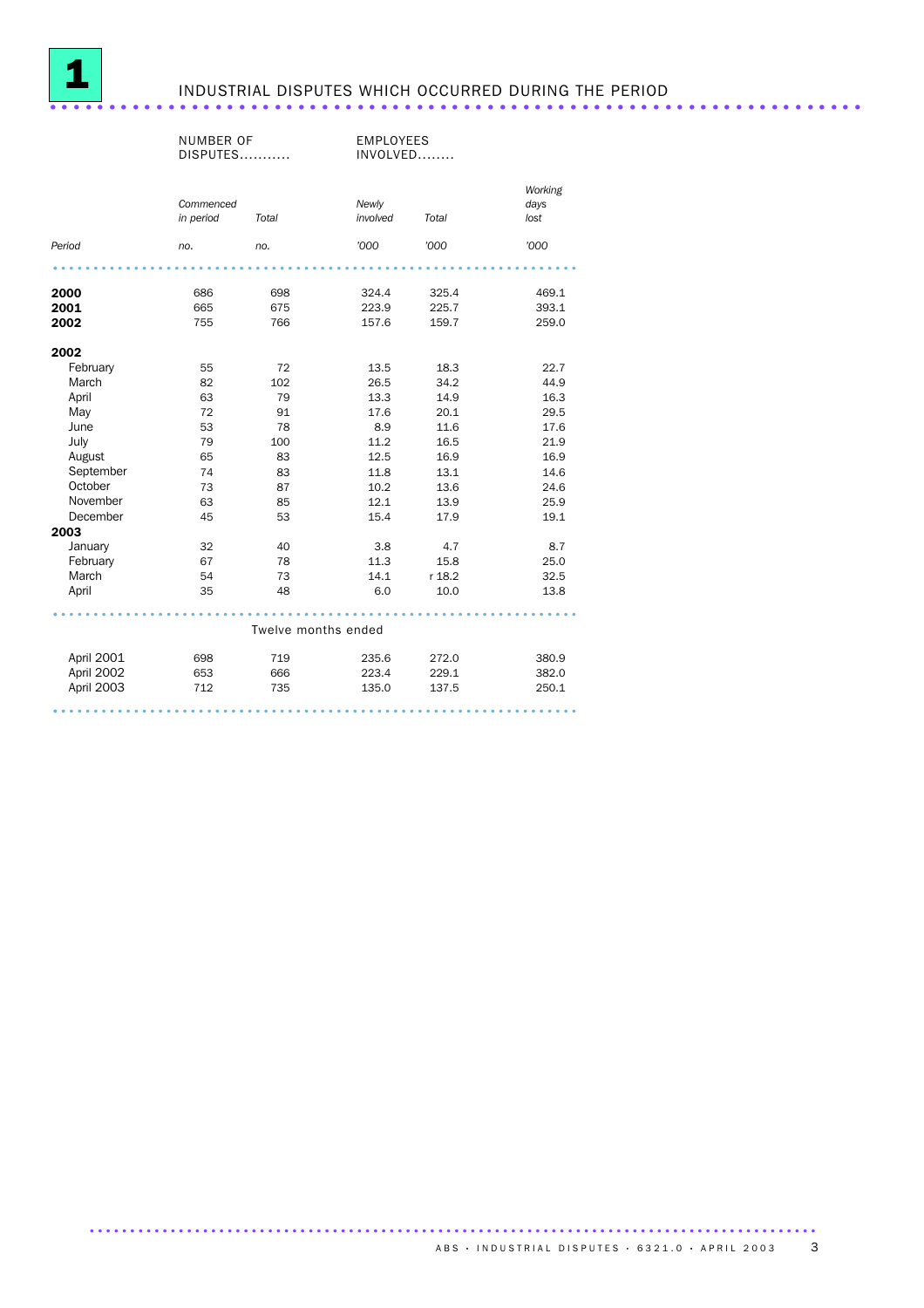# 1 INDUSTRIAL DISPUTES WHICH OCCURRED DURING THE PERIOD

| | NUMBER OF DISPUTES | | EMPLOYEES INVOLVED | | |
|---|---|---|---|---|---|
| | *Commenced in period* | *Total* | *Newly involved* | *Total* | *Working days lost* |
| *Period* | *no.* | *no.* | *'000* | *'000* | *'000* |
| **2000** | 686 | 698 | 324.4 | 325.4 | 469.1 |
| **2001** | 665 | 675 | 223.9 | 225.7 | 393.1 |
| **2002** | 755 | 766 | 157.6 | 159.7 | 259.0 |
| **2002** | | | | | |
| February | 55 | 72 | 13.5 | 18.3 | 22.7 |
| March | 82 | 102 | 26.5 | 34.2 | 44.9 |
| April | 63 | 79 | 13.3 | 14.9 | 16.3 |
| May | 72 | 91 | 17.6 | 20.1 | 29.5 |
| June | 53 | 78 | 8.9 | 11.6 | 17.6 |
| July | 79 | 100 | 11.2 | 16.5 | 21.9 |
| August | 65 | 83 | 12.5 | 16.9 | 16.9 |
| September | 74 | 83 | 11.8 | 13.1 | 14.6 |
| October | 73 | 87 | 10.2 | 13.6 | 24.6 |
| November | 63 | 85 | 12.1 | 13.9 | 25.9 |
| December | 45 | 53 | 15.4 | 17.9 | 19.1 |
| **2003** | | | | | |
| January | 32 | 40 | 3.8 | 4.7 | 8.7 |
| February | 67 | 78 | 11.3 | 15.8 | 25.0 |
| March | 54 | 73 | 14.1 | r 18.2 | 32.5 |
| April | 35 | 48 | 6.0 | 10.0 | 13.8 |
| Twelve months ended | | | | | |
| April 2001 | 698 | 719 | 235.6 | 272.0 | 380.9 |
| April 2002 | 653 | 666 | 223.4 | 229.1 | 382.0 |
| April 2003 | 712 | 735 | 135.0 | 137.5 | 250.1 |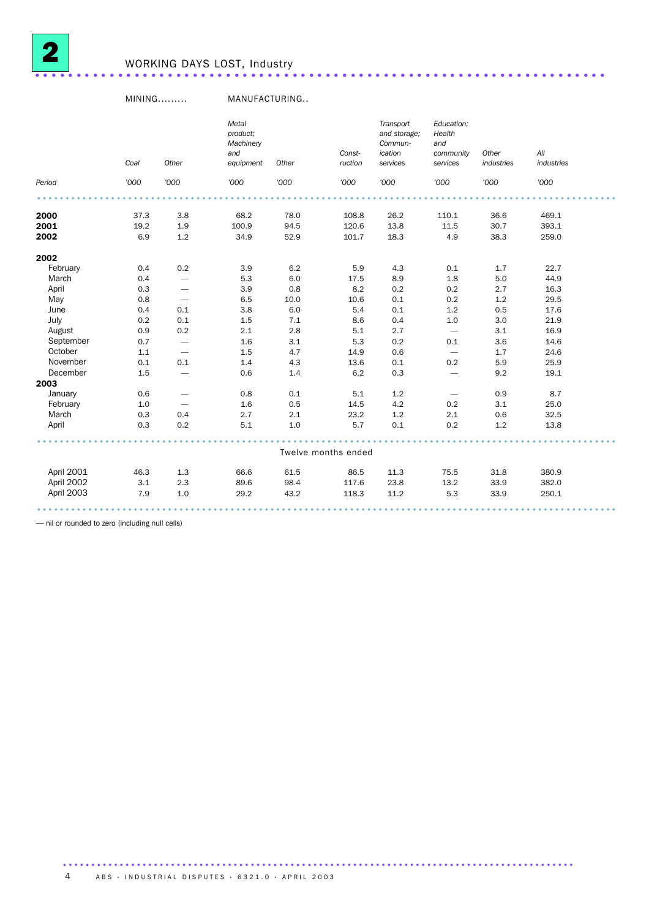# 2 WORKING DAYS LOST, Industry

| | MINING | | MANUFACTURING | | | | | | |
|---|---|---|---|---|---|---|---|---|---|
| | *Coal* | *Other* | *Metal product; Machinery and equipment* | *Other* | *Construction* | *Transport and storage; Communication services* | *Education; Health and community services* | *Other industries* | *All industries* |
| *Period* | *'000* | *'000* | *'000* | *'000* | *'000* | *'000* | *'000* | *'000* | *'000* |
| **2000** | 37.3 | 3.8 | 68.2 | 78.0 | 108.8 | 26.2 | 110.1 | 36.6 | 469.1 |
| **2001** | 19.2 | 1.9 | 100.9 | 94.5 | 120.6 | 13.8 | 11.5 | 30.7 | 393.1 |
| **2002** | 6.9 | 1.2 | 34.9 | 52.9 | 101.7 | 18.3 | 4.9 | 38.3 | 259.0 |
| **2002** | | | | | | | | | |
| February | 0.4 | 0.2 | 3.9 | 6.2 | 5.9 | 4.3 | 0.1 | 1.7 | 22.7 |
| March | 0.4 | — | 5.3 | 6.0 | 17.5 | 8.9 | 1.8 | 5.0 | 44.9 |
| April | 0.3 | — | 3.9 | 0.8 | 8.2 | 0.2 | 0.2 | 2.7 | 16.3 |
| May | 0.8 | — | 6.5 | 10.0 | 10.6 | 0.1 | 0.2 | 1.2 | 29.5 |
| June | 0.4 | 0.1 | 3.8 | 6.0 | 5.4 | 0.1 | 1.2 | 0.5 | 17.6 |
| July | 0.2 | 0.1 | 1.5 | 7.1 | 8.6 | 0.4 | 1.0 | 3.0 | 21.9 |
| August | 0.9 | 0.2 | 2.1 | 2.8 | 5.1 | 2.7 | — | 3.1 | 16.9 |
| September | 0.7 | — | 1.6 | 3.1 | 5.3 | 0.2 | 0.1 | 3.6 | 14.6 |
| October | 1.1 | — | 1.5 | 4.7 | 14.9 | 0.6 | — | 1.7 | 24.6 |
| November | 0.1 | 0.1 | 1.4 | 4.3 | 13.6 | 0.1 | 0.2 | 5.9 | 25.9 |
| December | 1.5 | — | 0.6 | 1.4 | 6.2 | 0.3 | — | 9.2 | 19.1 |
| **2003** | | | | | | | | | |
| January | 0.6 | — | 0.8 | 0.1 | 5.1 | 1.2 | — | 0.9 | 8.7 |
| February | 1.0 | — | 1.6 | 0.5 | 14.5 | 4.2 | 0.2 | 3.1 | 25.0 |
| March | 0.3 | 0.4 | 2.7 | 2.1 | 23.2 | 1.2 | 2.1 | 0.6 | 32.5 |
| April | 0.3 | 0.2 | 5.1 | 1.0 | 5.7 | 0.1 | 0.2 | 1.2 | 13.8 |
| | | | | | Twelve months ended | | | | |
| April 2001 | 46.3 | 1.3 | 66.6 | 61.5 | 86.5 | 11.3 | 75.5 | 31.8 | 380.9 |
| April 2002 | 3.1 | 2.3 | 89.6 | 98.4 | 117.6 | 23.8 | 13.2 | 33.9 | 382.0 |
| April 2003 | 7.9 | 1.0 | 29.2 | 43.2 | 118.3 | 11.2 | 5.3 | 33.9 | 250.1 |

— nil or rounded to zero (including null cells)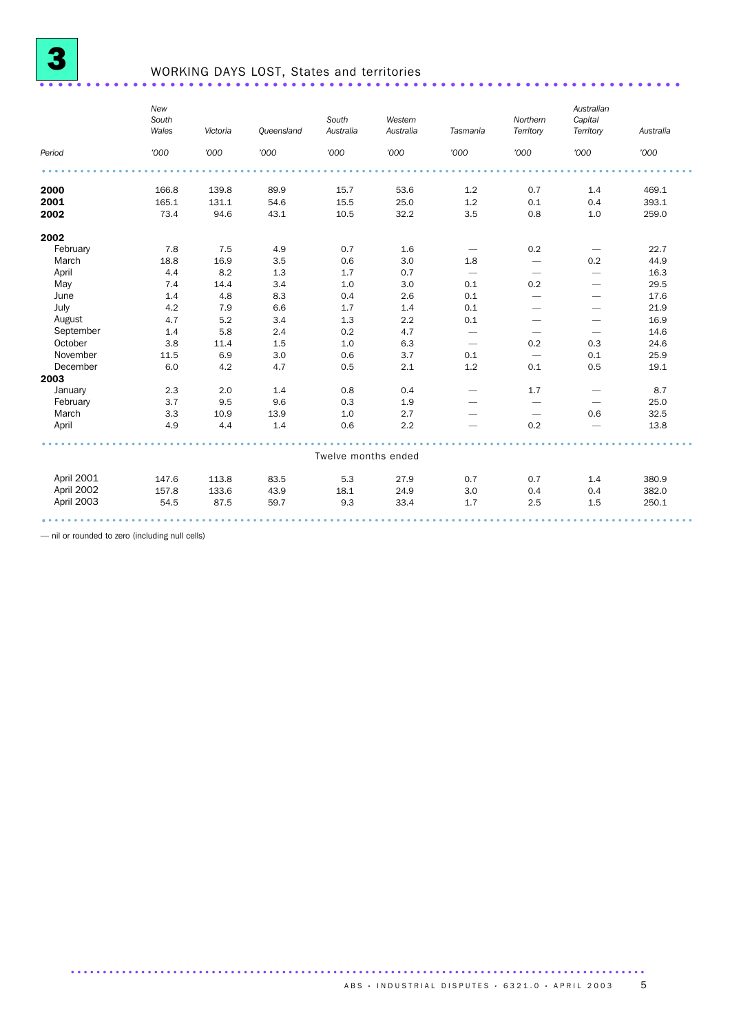# 3 WORKING DAYS LOST, States and territories

| Period | New South Wales | Victoria | Queensland | South Australia | Western Australia | Tasmania | Northern Territory | Australian Capital Territory | Australia |
|---|---|---|---|---|---|---|---|---|---|
| | '000 | '000 | '000 | '000 | '000 | '000 | '000 | '000 | '000 |
| **2000** | 166.8 | 139.8 | 89.9 | 15.7 | 53.6 | 1.2 | 0.7 | 1.4 | 469.1 |
| **2001** | 165.1 | 131.1 | 54.6 | 15.5 | 25.0 | 1.2 | 0.1 | 0.4 | 393.1 |
| **2002** | 73.4 | 94.6 | 43.1 | 10.5 | 32.2 | 3.5 | 0.8 | 1.0 | 259.0 |
| **2002** | | | | | | | | | |
| February | 7.8 | 7.5 | 4.9 | 0.7 | 1.6 | — | 0.2 | — | 22.7 |
| March | 18.8 | 16.9 | 3.5 | 0.6 | 3.0 | 1.8 | — | 0.2 | 44.9 |
| April | 4.4 | 8.2 | 1.3 | 1.7 | 0.7 | — | — | — | 16.3 |
| May | 7.4 | 14.4 | 3.4 | 1.0 | 3.0 | 0.1 | 0.2 | — | 29.5 |
| June | 1.4 | 4.8 | 8.3 | 0.4 | 2.6 | 0.1 | — | — | 17.6 |
| July | 4.2 | 7.9 | 6.6 | 1.7 | 1.4 | 0.1 | — | — | 21.9 |
| August | 4.7 | 5.2 | 3.4 | 1.3 | 2.2 | 0.1 | — | — | 16.9 |
| September | 1.4 | 5.8 | 2.4 | 0.2 | 4.7 | — | — | — | 14.6 |
| October | 3.8 | 11.4 | 1.5 | 1.0 | 6.3 | — | 0.2 | 0.3 | 24.6 |
| November | 11.5 | 6.9 | 3.0 | 0.6 | 3.7 | 0.1 | — | 0.1 | 25.9 |
| December | 6.0 | 4.2 | 4.7 | 0.5 | 2.1 | 1.2 | 0.1 | 0.5 | 19.1 |
| **2003** | | | | | | | | | |
| January | 2.3 | 2.0 | 1.4 | 0.8 | 0.4 | — | 1.7 | — | 8.7 |
| February | 3.7 | 9.5 | 9.6 | 0.3 | 1.9 | — | — | — | 25.0 |
| March | 3.3 | 10.9 | 13.9 | 1.0 | 2.7 | — | — | 0.6 | 32.5 |
| April | 4.9 | 4.4 | 1.4 | 0.6 | 2.2 | — | 0.2 | — | 13.8 |
| | | | | Twelve months ended | | | | | |
| April 2001 | 147.6 | 113.8 | 83.5 | 5.3 | 27.9 | 0.7 | 0.7 | 1.4 | 380.9 |
| April 2002 | 157.8 | 133.6 | 43.9 | 18.1 | 24.9 | 3.0 | 0.4 | 0.4 | 382.0 |
| April 2003 | 54.5 | 87.5 | 59.7 | 9.3 | 33.4 | 1.7 | 2.5 | 1.5 | 250.1 |

— nil or rounded to zero (including null cells)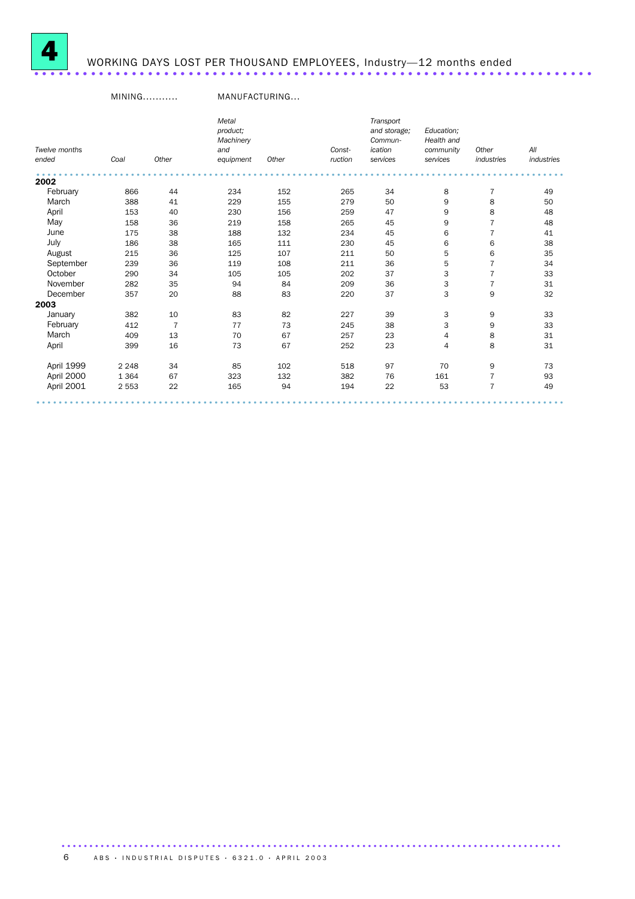# 4 WORKING DAYS LOST PER THOUSAND EMPLOYEES, Industry—12 months ended

| | MINING | | MANUFACTURING | | | | | | |
|---|---|---|---|---|---|---|---|---|---|
| *Twelve months ended* | *Coal* | *Other* | *Metal product; Machinery and equipment* | *Other* | *Construction* | *Transport and storage; Communication services* | *Education; Health and community services* | *Other industries* | *All industries* |
| **2002** | | | | | | | | | |
| February | 866 | 44 | 234 | 152 | 265 | 34 | 8 | 7 | 49 |
| March | 388 | 41 | 229 | 155 | 279 | 50 | 9 | 8 | 50 |
| April | 153 | 40 | 230 | 156 | 259 | 47 | 9 | 8 | 48 |
| May | 158 | 36 | 219 | 158 | 265 | 45 | 9 | 7 | 48 |
| June | 175 | 38 | 188 | 132 | 234 | 45 | 6 | 7 | 41 |
| July | 186 | 38 | 165 | 111 | 230 | 45 | 6 | 6 | 38 |
| August | 215 | 36 | 125 | 107 | 211 | 50 | 5 | 6 | 35 |
| September | 239 | 36 | 119 | 108 | 211 | 36 | 5 | 7 | 34 |
| October | 290 | 34 | 105 | 105 | 202 | 37 | 3 | 7 | 33 |
| November | 282 | 35 | 94 | 84 | 209 | 36 | 3 | 7 | 31 |
| December | 357 | 20 | 88 | 83 | 220 | 37 | 3 | 9 | 32 |
| **2003** | | | | | | | | | |
| January | 382 | 10 | 83 | 82 | 227 | 39 | 3 | 9 | 33 |
| February | 412 | 7 | 77 | 73 | 245 | 38 | 3 | 9 | 33 |
| March | 409 | 13 | 70 | 67 | 257 | 23 | 4 | 8 | 31 |
| April | 399 | 16 | 73 | 67 | 252 | 23 | 4 | 8 | 31 |
| | | | | | | | | | |
| April 1999 | 2 248 | 34 | 85 | 102 | 518 | 97 | 70 | 9 | 73 |
| April 2000 | 1 364 | 67 | 323 | 132 | 382 | 76 | 161 | 7 | 93 |
| April 2001 | 2 553 | 22 | 165 | 94 | 194 | 22 | 53 | 7 | 49 |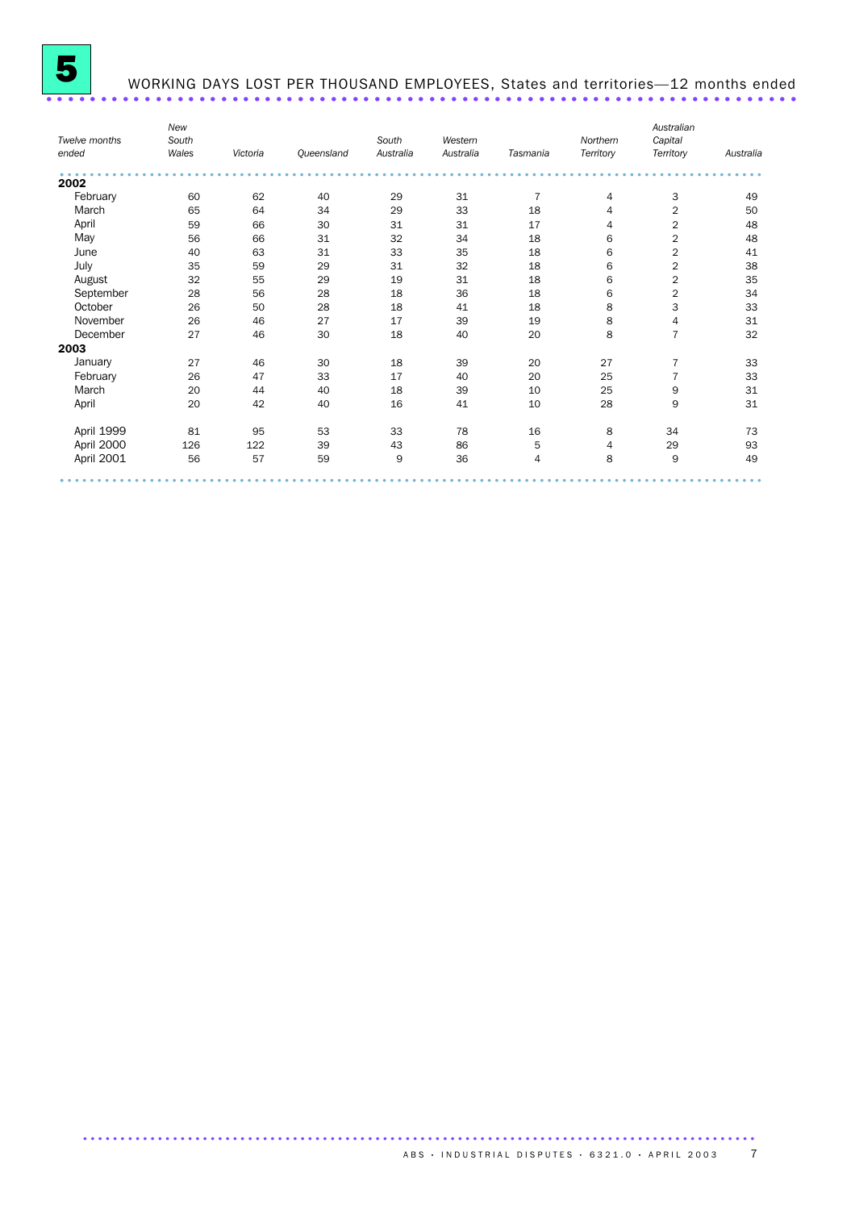# 5 WORKING DAYS LOST PER THOUSAND EMPLOYEES, States and territories—12 months ended

| *Twelve months ended* | *New South Wales* | *Victoria* | *Queensland* | *South Australia* | *Western Australia* | *Tasmania* | *Northern Territory* | *Australian Capital Territory* | *Australia* |
|---|---|---|---|---|---|---|---|---|---|
| **2002** | | | | | | | | | |
| February | 60 | 62 | 40 | 29 | 31 | 7 | 4 | 3 | 49 |
| March | 65 | 64 | 34 | 29 | 33 | 18 | 4 | 2 | 50 |
| April | 59 | 66 | 30 | 31 | 31 | 17 | 4 | 2 | 48 |
| May | 56 | 66 | 31 | 32 | 34 | 18 | 6 | 2 | 48 |
| June | 40 | 63 | 31 | 33 | 35 | 18 | 6 | 2 | 41 |
| July | 35 | 59 | 29 | 31 | 32 | 18 | 6 | 2 | 38 |
| August | 32 | 55 | 29 | 19 | 31 | 18 | 6 | 2 | 35 |
| September | 28 | 56 | 28 | 18 | 36 | 18 | 6 | 2 | 34 |
| October | 26 | 50 | 28 | 18 | 41 | 18 | 8 | 3 | 33 |
| November | 26 | 46 | 27 | 17 | 39 | 19 | 8 | 4 | 31 |
| December | 27 | 46 | 30 | 18 | 40 | 20 | 8 | 7 | 32 |
| **2003** | | | | | | | | | |
| January | 27 | 46 | 30 | 18 | 39 | 20 | 27 | 7 | 33 |
| February | 26 | 47 | 33 | 17 | 40 | 20 | 25 | 7 | 33 |
| March | 20 | 44 | 40 | 18 | 39 | 10 | 25 | 9 | 31 |
| April | 20 | 42 | 40 | 16 | 41 | 10 | 28 | 9 | 31 |
| April 1999 | 81 | 95 | 53 | 33 | 78 | 16 | 8 | 34 | 73 |
| April 2000 | 126 | 122 | 39 | 43 | 86 | 5 | 4 | 29 | 93 |
| April 2001 | 56 | 57 | 59 | 9 | 36 | 4 | 8 | 9 | 49 |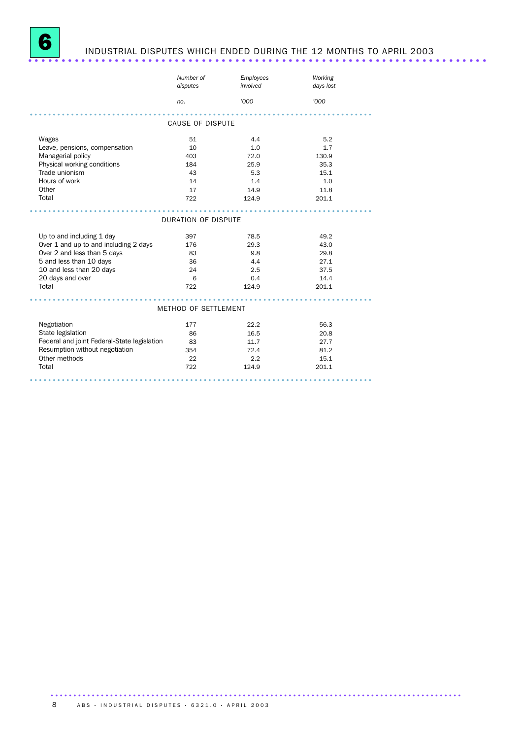# 6 INDUSTRIAL DISPUTES WHICH ENDED DURING THE 12 MONTHS TO APRIL 2003

| | *Number of disputes* | *Employees involved* | *Working days lost* |
|---|---|---|---|
| | *no.* | *'000* | *'000* |
| **CAUSE OF DISPUTE** | | | |
| Wages | 51 | 4.4 | 5.2 |
| Leave, pensions, compensation | 10 | 1.0 | 1.7 |
| Managerial policy | 403 | 72.0 | 130.9 |
| Physical working conditions | 184 | 25.9 | 35.3 |
| Trade unionism | 43 | 5.3 | 15.1 |
| Hours of work | 14 | 1.4 | 1.0 |
| Other | 17 | 14.9 | 11.8 |
| Total | 722 | 124.9 | 201.1 |
| **DURATION OF DISPUTE** | | | |
| Up to and including 1 day | 397 | 78.5 | 49.2 |
| Over 1 and up to and including 2 days | 176 | 29.3 | 43.0 |
| Over 2 and less than 5 days | 83 | 9.8 | 29.8 |
| 5 and less than 10 days | 36 | 4.4 | 27.1 |
| 10 and less than 20 days | 24 | 2.5 | 37.5 |
| 20 days and over | 6 | 0.4 | 14.4 |
| Total | 722 | 124.9 | 201.1 |
| **METHOD OF SETTLEMENT** | | | |
| Negotiation | 177 | 22.2 | 56.3 |
| State legislation | 86 | 16.5 | 20.8 |
| Federal and joint Federal-State legislation | 83 | 11.7 | 27.7 |
| Resumption without negotiation | 354 | 72.4 | 81.2 |
| Other methods | 22 | 2.2 | 15.1 |
| Total | 722 | 124.9 | 201.1 |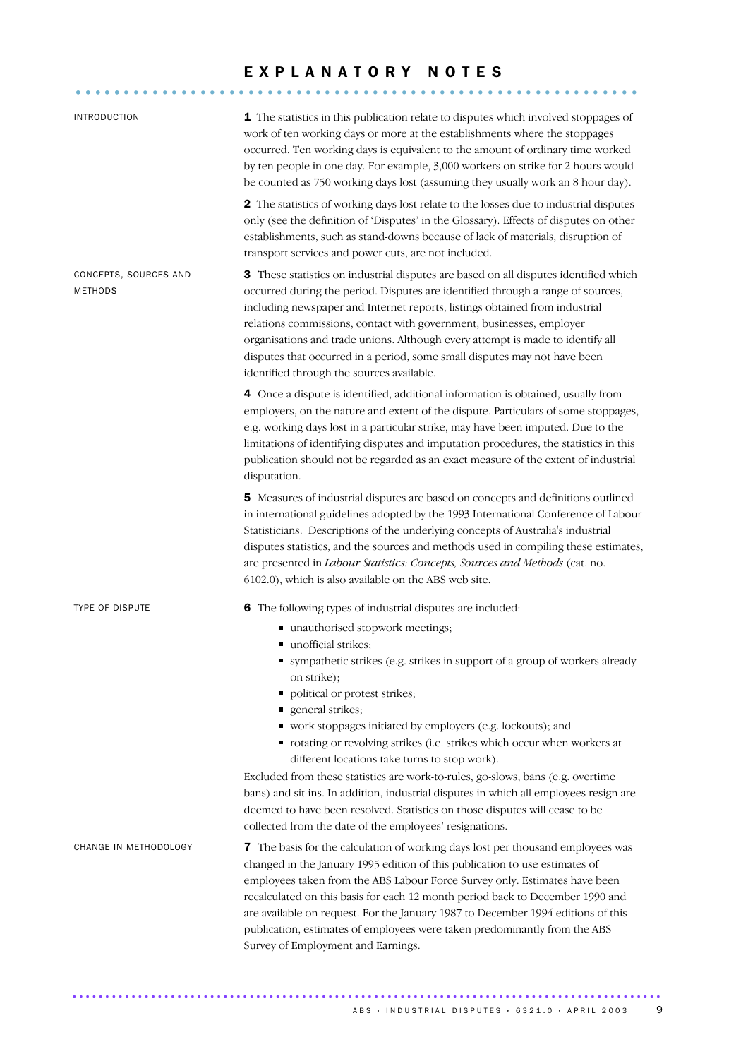# EXPLANATORY NOTES

## INTRODUCTION

**1** The statistics in this publication relate to disputes which involved stoppages of work of ten working days or more at the establishments where the stoppages occurred. Ten working days is equivalent to the amount of ordinary time worked by ten people in one day. For example, 3,000 workers on strike for 2 hours would be counted as 750 working days lost (assuming they usually work an 8 hour day).

**2** The statistics of working days lost relate to the losses due to industrial disputes only (see the definition of 'Disputes' in the Glossary). Effects of disputes on other establishments, such as stand-downs because of lack of materials, disruption of transport services and power cuts, are not included.

## CONCEPTS, SOURCES AND METHODS

**3** These statistics on industrial disputes are based on all disputes identified which occurred during the period. Disputes are identified through a range of sources, including newspaper and Internet reports, listings obtained from industrial relations commissions, contact with government, businesses, employer organisations and trade unions. Although every attempt is made to identify all disputes that occurred in a period, some small disputes may not have been identified through the sources available.

**4** Once a dispute is identified, additional information is obtained, usually from employers, on the nature and extent of the dispute. Particulars of some stoppages, e.g. working days lost in a particular strike, may have been imputed. Due to the limitations of identifying disputes and imputation procedures, the statistics in this publication should not be regarded as an exact measure of the extent of industrial disputation.

**5** Measures of industrial disputes are based on concepts and definitions outlined in international guidelines adopted by the 1993 International Conference of Labour Statisticians. Descriptions of the underlying concepts of Australia's industrial disputes statistics, and the sources and methods used in compiling these estimates, are presented in *Labour Statistics: Concepts, Sources and Methods* (cat. no. 6102.0), which is also available on the ABS web site.

## TYPE OF DISPUTE

**6** The following types of industrial disputes are included:

- unauthorised stopwork meetings;
- unofficial strikes;
- sympathetic strikes (e.g. strikes in support of a group of workers already on strike);
- political or protest strikes;
- general strikes;
- work stoppages initiated by employers (e.g. lockouts); and
- rotating or revolving strikes (i.e. strikes which occur when workers at different locations take turns to stop work).

Excluded from these statistics are work-to-rules, go-slows, bans (e.g. overtime bans) and sit-ins. In addition, industrial disputes in which all employees resign are deemed to have been resolved. Statistics on those disputes will cease to be collected from the date of the employees' resignations.

## CHANGE IN METHODOLOGY

**7** The basis for the calculation of working days lost per thousand employees was changed in the January 1995 edition of this publication to use estimates of employees taken from the ABS Labour Force Survey only. Estimates have been recalculated on this basis for each 12 month period back to December 1990 and are available on request. For the January 1987 to December 1994 editions of this publication, estimates of employees were taken predominantly from the ABS Survey of Employment and Earnings.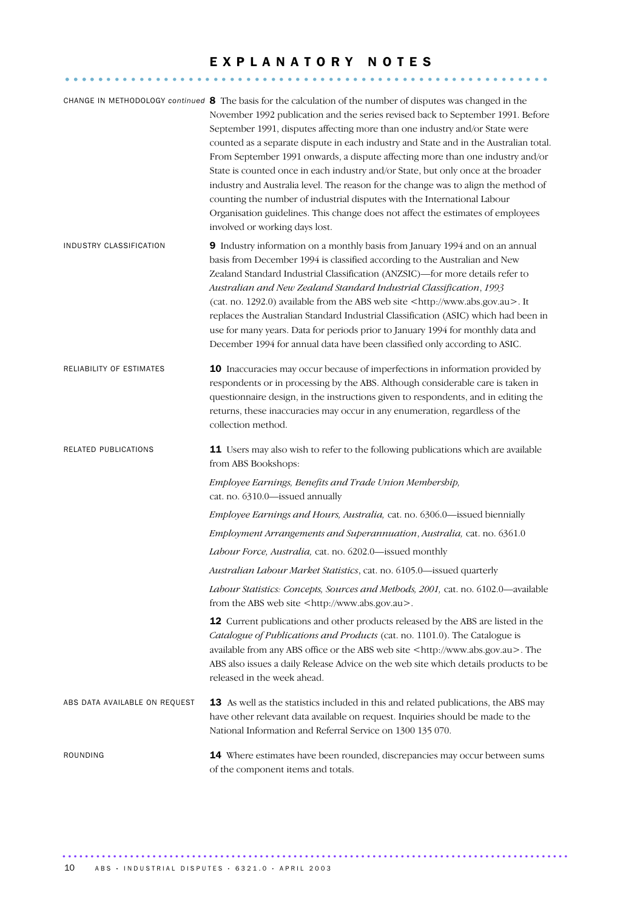# EXPLANATORY NOTES

CHANGE IN METHODOLOGY *continued*

**8** The basis for the calculation of the number of disputes was changed in the November 1992 publication and the series revised back to September 1991. Before September 1991, disputes affecting more than one industry and/or State were counted as a separate dispute in each industry and State and in the Australian total. From September 1991 onwards, a dispute affecting more than one industry and/or State is counted once in each industry and/or State, but only once at the broader industry and Australia level. The reason for the change was to align the method of counting the number of industrial disputes with the International Labour Organisation guidelines. This change does not affect the estimates of employees involved or working days lost.

INDUSTRY CLASSIFICATION

**9** Industry information on a monthly basis from January 1994 and on an annual basis from December 1994 is classified according to the Australian and New Zealand Standard Industrial Classification (ANZSIC)—for more details refer to *Australian and New Zealand Standard Industrial Classification*, *1993* (cat. no. 1292.0) available from the ABS web site <http://www.abs.gov.au>. It replaces the Australian Standard Industrial Classification (ASIC) which had been in use for many years. Data for periods prior to January 1994 for monthly data and December 1994 for annual data have been classified only according to ASIC.

RELIABILITY OF ESTIMATES

**10** Inaccuracies may occur because of imperfections in information provided by respondents or in processing by the ABS. Although considerable care is taken in questionnaire design, in the instructions given to respondents, and in editing the returns, these inaccuracies may occur in any enumeration, regardless of the collection method.

RELATED PUBLICATIONS

**11** Users may also wish to refer to the following publications which are available from ABS Bookshops:

*Employee Earnings, Benefits and Trade Union Membership,* cat. no. 6310.0—issued annually

*Employee Earnings and Hours, Australia,* cat. no. 6306.0—issued biennially

*Employment Arrangements and Superannuation*, *Australia,* cat. no. 6361.0

*Labour Force, Australia,* cat. no. 6202.0—issued monthly

*Australian Labour Market Statistics*, cat. no. 6105.0—issued quarterly

*Labour Statistics: Concepts, Sources and Methods, 2001,* cat. no. 6102.0—available from the ABS web site <http://www.abs.gov.au>.

**12** Current publications and other products released by the ABS are listed in the *Catalogue of Publications and Products* (cat. no. 1101.0). The Catalogue is available from any ABS office or the ABS web site <http://www.abs.gov.au>. The ABS also issues a daily Release Advice on the web site which details products to be released in the week ahead.

ABS DATA AVAILABLE ON REQUEST

**13** As well as the statistics included in this and related publications, the ABS may have other relevant data available on request. Inquiries should be made to the National Information and Referral Service on 1300 135 070.

ROUNDING

**14** Where estimates have been rounded, discrepancies may occur between sums of the component items and totals.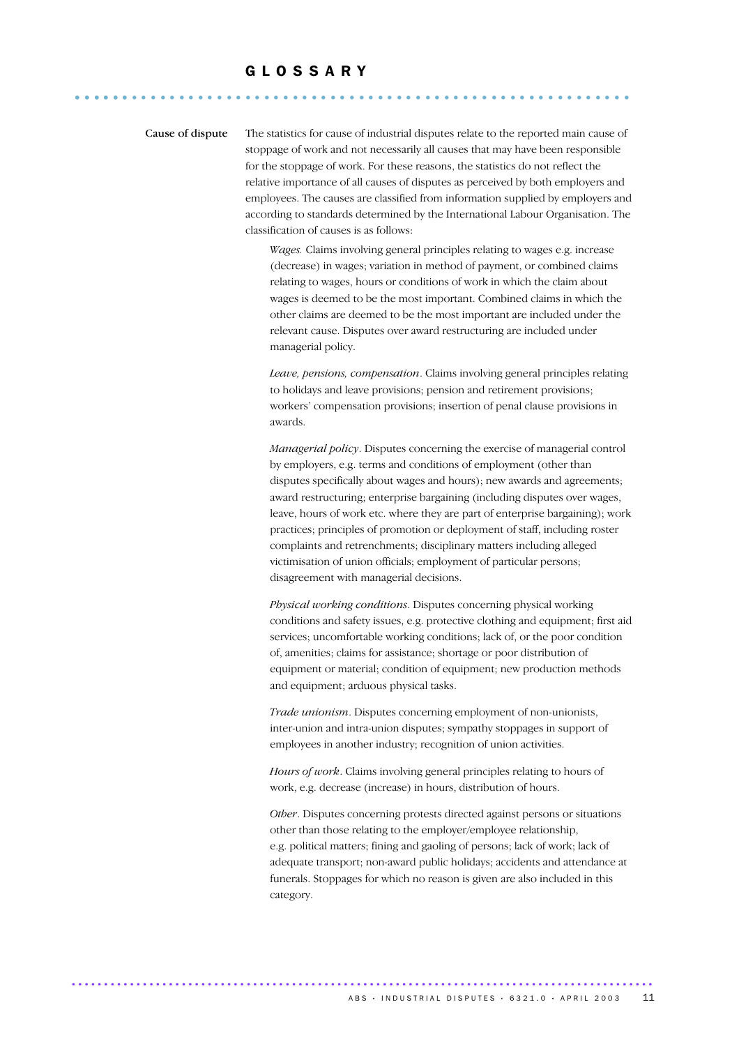# GLOSSARY

**Cause of dispute**

The statistics for cause of industrial disputes relate to the reported main cause of stoppage of work and not necessarily all causes that may have been responsible for the stoppage of work. For these reasons, the statistics do not reflect the relative importance of all causes of disputes as perceived by both employers and employees. The causes are classified from information supplied by employers and according to standards determined by the International Labour Organisation. The classification of causes is as follows:

*Wages.* Claims involving general principles relating to wages e.g. increase (decrease) in wages; variation in method of payment, or combined claims relating to wages, hours or conditions of work in which the claim about wages is deemed to be the most important. Combined claims in which the other claims are deemed to be the most important are included under the relevant cause. Disputes over award restructuring are included under managerial policy.

*Leave, pensions, compensation*. Claims involving general principles relating to holidays and leave provisions; pension and retirement provisions; workers' compensation provisions; insertion of penal clause provisions in awards.

*Managerial policy*. Disputes concerning the exercise of managerial control by employers, e.g. terms and conditions of employment (other than disputes specifically about wages and hours); new awards and agreements; award restructuring; enterprise bargaining (including disputes over wages, leave, hours of work etc. where they are part of enterprise bargaining); work practices; principles of promotion or deployment of staff, including roster complaints and retrenchments; disciplinary matters including alleged victimisation of union officials; employment of particular persons; disagreement with managerial decisions.

*Physical working conditions*. Disputes concerning physical working conditions and safety issues, e.g. protective clothing and equipment; first aid services; uncomfortable working conditions; lack of, or the poor condition of, amenities; claims for assistance; shortage or poor distribution of equipment or material; condition of equipment; new production methods and equipment; arduous physical tasks.

*Trade unionism*. Disputes concerning employment of non-unionists, inter-union and intra-union disputes; sympathy stoppages in support of employees in another industry; recognition of union activities.

*Hours of work*. Claims involving general principles relating to hours of work, e.g. decrease (increase) in hours, distribution of hours.

*Other*. Disputes concerning protests directed against persons or situations other than those relating to the employer/employee relationship, e.g. political matters; fining and gaoling of persons; lack of work; lack of adequate transport; non-award public holidays; accidents and attendance at funerals. Stoppages for which no reason is given are also included in this category.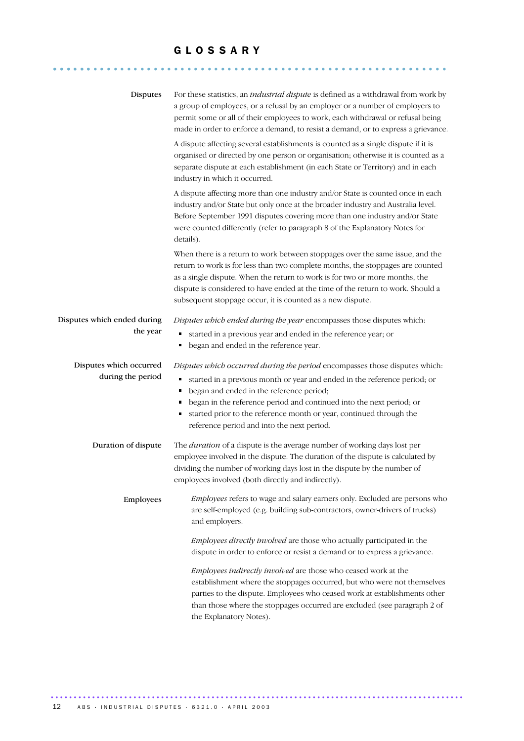# GLOSSARY

**Disputes**

For these statistics, an *industrial dispute* is defined as a withdrawal from work by a group of employees, or a refusal by an employer or a number of employers to permit some or all of their employees to work, each withdrawal or refusal being made in order to enforce a demand, to resist a demand, or to express a grievance.

A dispute affecting several establishments is counted as a single dispute if it is organised or directed by one person or organisation; otherwise it is counted as a separate dispute at each establishment (in each State or Territory) and in each industry in which it occurred.

A dispute affecting more than one industry and/or State is counted once in each industry and/or State but only once at the broader industry and Australia level. Before September 1991 disputes covering more than one industry and/or State were counted differently (refer to paragraph 8 of the Explanatory Notes for details).

When there is a return to work between stoppages over the same issue, and the return to work is for less than two complete months, the stoppages are counted as a single dispute. When the return to work is for two or more months, the dispute is considered to have ended at the time of the return to work. Should a subsequent stoppage occur, it is counted as a new dispute.

**Disputes which ended during the year**

*Disputes which ended during the year* encompasses those disputes which:

- started in a previous year and ended in the reference year; or
- began and ended in the reference year.

**Disputes which occurred during the period**

*Disputes which occurred during the period* encompasses those disputes which:

- started in a previous month or year and ended in the reference period; or
- began and ended in the reference period;
- began in the reference period and continued into the next period; or
- started prior to the reference month or year, continued through the reference period and into the next period.

**Duration of dispute**

The *duration* of a dispute is the average number of working days lost per employee involved in the dispute. The duration of the dispute is calculated by dividing the number of working days lost in the dispute by the number of employees involved (both directly and indirectly).

**Employees**

*Employees* refers to wage and salary earners only. Excluded are persons who are self-employed (e.g. building sub-contractors, owner-drivers of trucks) and employers.

*Employees directly involved* are those who actually participated in the dispute in order to enforce or resist a demand or to express a grievance.

*Employees indirectly involved* are those who ceased work at the establishment where the stoppages occurred, but who were not themselves parties to the dispute. Employees who ceased work at establishments other than those where the stoppages occurred are excluded (see paragraph 2 of the Explanatory Notes).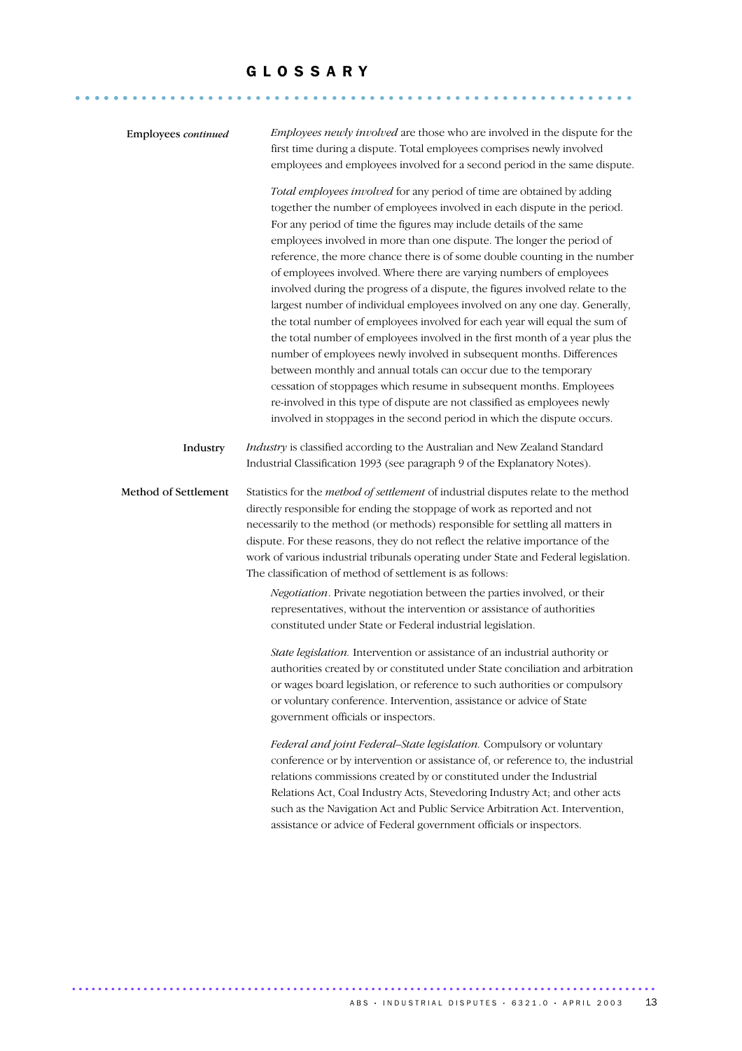# GLOSSARY

**Employees** *continued*

*Employees newly involved* are those who are involved in the dispute for the first time during a dispute. Total employees comprises newly involved employees and employees involved for a second period in the same dispute.

*Total employees involved* for any period of time are obtained by adding together the number of employees involved in each dispute in the period. For any period of time the figures may include details of the same employees involved in more than one dispute. The longer the period of reference, the more chance there is of some double counting in the number of employees involved. Where there are varying numbers of employees involved during the progress of a dispute, the figures involved relate to the largest number of individual employees involved on any one day. Generally, the total number of employees involved for each year will equal the sum of the total number of employees involved in the first month of a year plus the number of employees newly involved in subsequent months. Differences between monthly and annual totals can occur due to the temporary cessation of stoppages which resume in subsequent months. Employees re-involved in this type of dispute are not classified as employees newly involved in stoppages in the second period in which the dispute occurs.

**Industry**

*Industry* is classified according to the Australian and New Zealand Standard Industrial Classification 1993 (see paragraph 9 of the Explanatory Notes).

**Method of Settlement**

Statistics for the *method of settlement* of industrial disputes relate to the method directly responsible for ending the stoppage of work as reported and not necessarily to the method (or methods) responsible for settling all matters in dispute. For these reasons, they do not reflect the relative importance of the work of various industrial tribunals operating under State and Federal legislation. The classification of method of settlement is as follows:

*Negotiation*. Private negotiation between the parties involved, or their representatives, without the intervention or assistance of authorities constituted under State or Federal industrial legislation.

*State legislation.* Intervention or assistance of an industrial authority or authorities created by or constituted under State conciliation and arbitration or wages board legislation, or reference to such authorities or compulsory or voluntary conference. Intervention, assistance or advice of State government officials or inspectors.

*Federal and joint Federal–State legislation.* Compulsory or voluntary conference or by intervention or assistance of, or reference to, the industrial relations commissions created by or constituted under the Industrial Relations Act, Coal Industry Acts, Stevedoring Industry Act; and other acts such as the Navigation Act and Public Service Arbitration Act. Intervention, assistance or advice of Federal government officials or inspectors.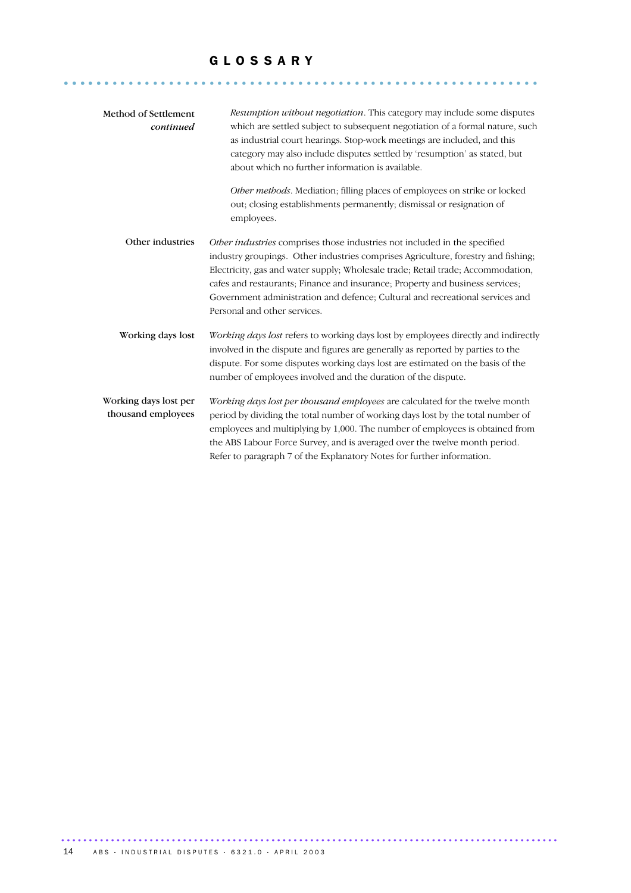# GLOSSARY

**Method of Settlement** *continued*

*Resumption without negotiation*. This category may include some disputes which are settled subject to subsequent negotiation of a formal nature, such as industrial court hearings. Stop-work meetings are included, and this category may also include disputes settled by 'resumption' as stated, but about which no further information is available.

*Other methods*. Mediation; filling places of employees on strike or locked out; closing establishments permanently; dismissal or resignation of employees.

**Other industries**

*Other industries* comprises those industries not included in the specified industry groupings. Other industries comprises Agriculture, forestry and fishing; Electricity, gas and water supply; Wholesale trade; Retail trade; Accommodation, cafes and restaurants; Finance and insurance; Property and business services; Government administration and defence; Cultural and recreational services and Personal and other services.

**Working days lost**

*Working days lost* refers to working days lost by employees directly and indirectly involved in the dispute and figures are generally as reported by parties to the dispute. For some disputes working days lost are estimated on the basis of the number of employees involved and the duration of the dispute.

**Working days lost per thousand employees**

*Working days lost per thousand employees* are calculated for the twelve month period by dividing the total number of working days lost by the total number of employees and multiplying by 1,000. The number of employees is obtained from the ABS Labour Force Survey, and is averaged over the twelve month period. Refer to paragraph 7 of the Explanatory Notes for further information.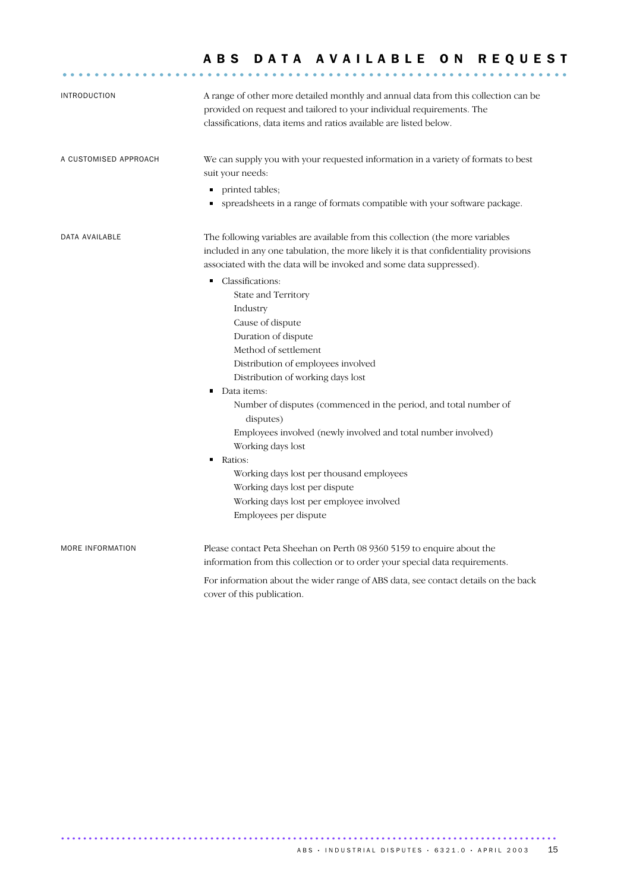# ABS DATA AVAILABLE ON REQUEST

## INTRODUCTION

A range of other more detailed monthly and annual data from this collection can be provided on request and tailored to your individual requirements. The classifications, data items and ratios available are listed below.

## A CUSTOMISED APPROACH

We can supply you with your requested information in a variety of formats to best suit your needs:

- printed tables;
- spreadsheets in a range of formats compatible with your software package.

## DATA AVAILABLE

The following variables are available from this collection (the more variables included in any one tabulation, the more likely it is that confidentiality provisions associated with the data will be invoked and some data suppressed).

- Classifications:
  - State and Territory
  - Industry
  - Cause of dispute
  - Duration of dispute
  - Method of settlement
  - Distribution of employees involved
  - Distribution of working days lost
- Data items:
  - Number of disputes (commenced in the period, and total number of disputes)
  - Employees involved (newly involved and total number involved)
  - Working days lost
- Ratios:
  - Working days lost per thousand employees
  - Working days lost per dispute
  - Working days lost per employee involved
  - Employees per dispute

## MORE INFORMATION

Please contact Peta Sheehan on Perth 08 9360 5159 to enquire about the information from this collection or to order your special data requirements.

For information about the wider range of ABS data, see contact details on the back cover of this publication.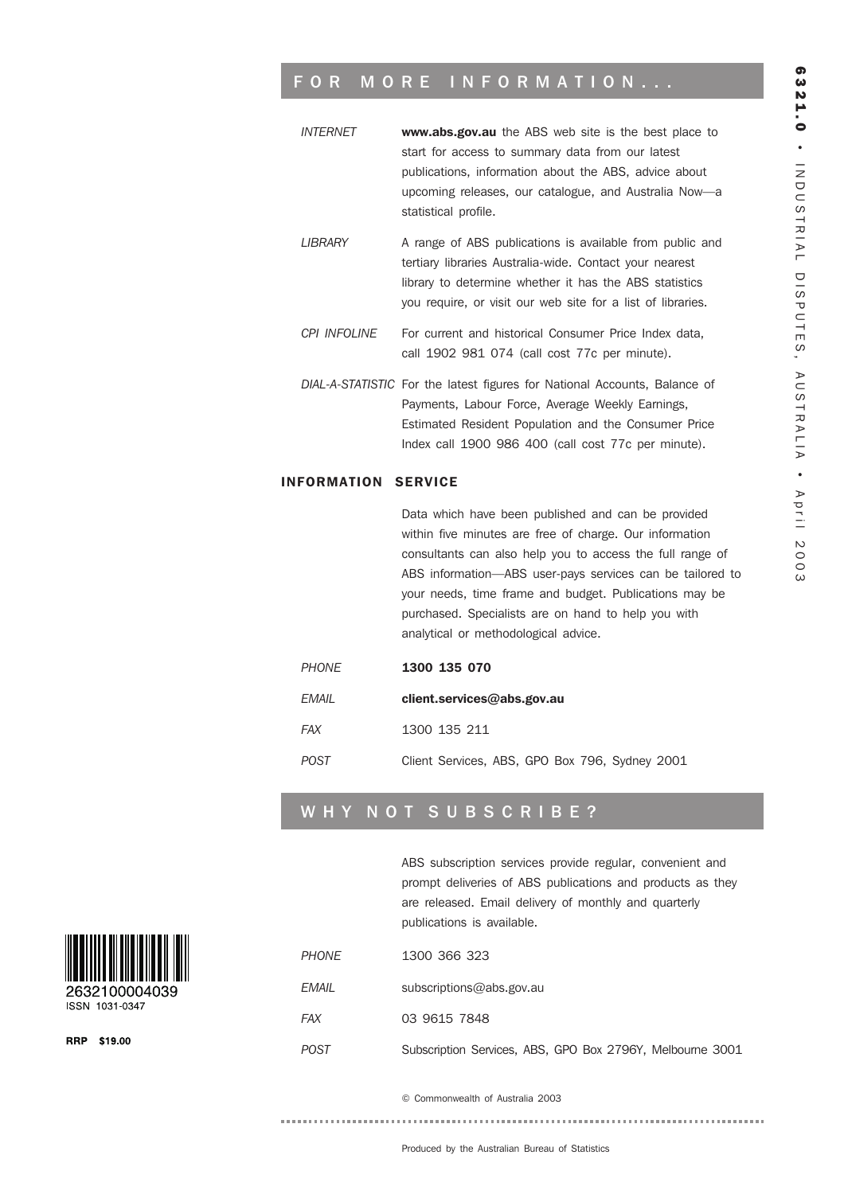## FOR MORE INFORMATION...

| | |
|---|---|
| *INTERNET* | **www.abs.gov.au** the ABS web site is the best place to start for access to summary data from our latest publications, information about the ABS, advice about upcoming releases, our catalogue, and Australia Now—a statistical profile. |
| *LIBRARY* | A range of ABS publications is available from public and tertiary libraries Australia-wide. Contact your nearest library to determine whether it has the ABS statistics you require, or visit our web site for a list of libraries. |
| *CPI INFOLINE* | For current and historical Consumer Price Index data, call 1902 981 074 (call cost 77c per minute). |
| *DIAL-A-STATISTIC* | For the latest figures for National Accounts, Balance of Payments, Labour Force, Average Weekly Earnings, Estimated Resident Population and the Consumer Price Index call 1900 986 400 (call cost 77c per minute). |

### INFORMATION SERVICE

Data which have been published and can be provided within five minutes are free of charge. Our information consultants can also help you to access the full range of ABS information—ABS user-pays services can be tailored to your needs, time frame and budget. Publications may be purchased. Specialists are on hand to help you with analytical or methodological advice.

| | |
|---|---|
| *PHONE* | **1300 135 070** |
| *EMAIL* | **client.services@abs.gov.au** |
| *FAX* | 1300 135 211 |
| *POST* | Client Services, ABS, GPO Box 796, Sydney 2001 |

## WHY NOT SUBSCRIBE?

ABS subscription services provide regular, convenient and prompt deliveries of ABS publications and products as they are released. Email delivery of monthly and quarterly publications is available.

| | |
|---|---|
| *PHONE* | 1300 366 323 |
| *EMAIL* | subscriptions@abs.gov.au |
| *FAX* | 03 9615 7848 |
| *POST* | Subscription Services, ABS, GPO Box 2796Y, Melbourne 3001 |

© Commonwealth of Australia 2003

2632100004039

ISSN 1031-0347

**RRP $19.00**

Produced by the Australian Bureau of Statistics